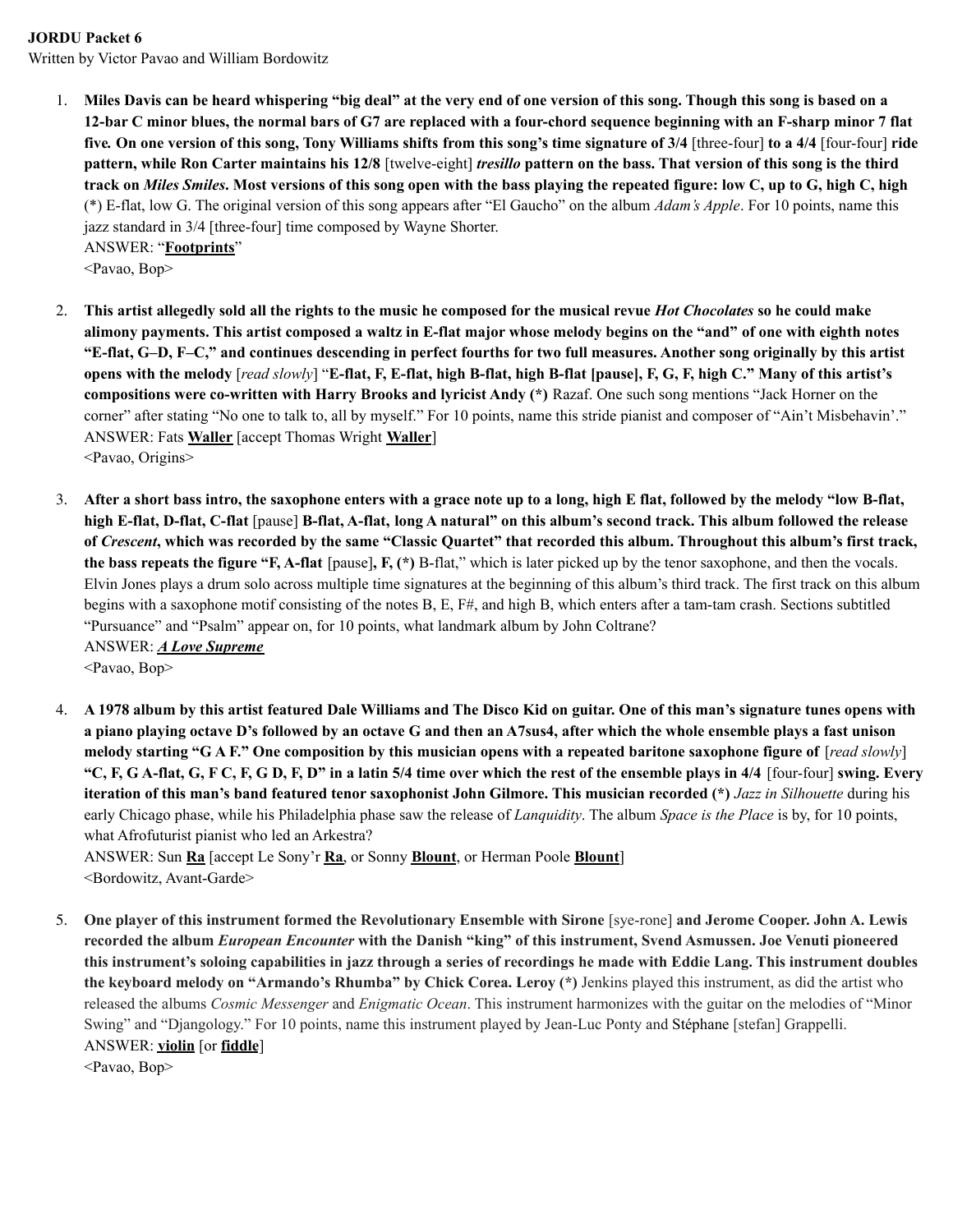**JORDU Packet 6**

Written by Victor Pavao and William Bordowitz

1. **Miles Davis can be heard whispering "big deal" at the very end of one version of this song. Though this song is based on a 12-bar C minor blues, the normal bars of G7 are replaced with a four-chord sequence beginning with an F-sharp minor 7 flat five. On one version of this song, Tony Williams shifts from this song's time signature of 3/4** [three-four] **to a 4/4** [four-four] **ride pattern, while Ron Carter maintains his 12/8** [twelve-eight] ***tresillo*** **pattern on the bass. That version of this song is the third track on *Miles Smiles*. Most versions of this song open with the bass playing the repeated figure: low C, up to G, high C, high** (*) E-flat, low G. The original version of this song appears after "El Gaucho" on the album *Adam's Apple*. For 10 points, name this jazz standard in 3/4 [three-four] time composed by Wayne Shorter.
ANSWER: "**Footprints**"
<Pavao, Bop>

2. **This artist allegedly sold all the rights to the music he composed for the musical revue *Hot Chocolates* so he could make alimony payments. This artist composed a waltz in E-flat major whose melody begins on the "and" of one with eighth notes "E-flat, G–D, F–C," and continues descending in perfect fourths for two full measures. Another song originally by this artist opens with the melody** [*read slowly*] **"E-flat, F, E-flat, high B-flat, high B-flat [pause], F, G, F, high C." Many of this artist's compositions were co-written with Harry Brooks and lyricist Andy (*)** Razaf. One such song mentions "Jack Horner on the corner" after stating "No one to talk to, all by myself." For 10 points, name this stride pianist and composer of "Ain't Misbehavin'."
ANSWER: Fats **Waller** [accept Thomas Wright **Waller**]
<Pavao, Origins>

3. **After a short bass intro, the saxophone enters with a grace note up to a long, high E flat, followed by the melody "low B-flat, high E-flat, D-flat, C-flat** [pause] **B-flat, A-flat, long A natural" on this album's second track. This album followed the release of *Crescent*, which was recorded by the same "Classic Quartet" that recorded this album. Throughout this album's first track, the bass repeats the figure "F, A-flat** [pause]**, F, (*)** B-flat," which is later picked up by the tenor saxophone, and then the vocals. Elvin Jones plays a drum solo across multiple time signatures at the beginning of this album's third track. The first track on this album begins with a saxophone motif consisting of the notes B, E, F#, and high B, which enters after a tam-tam crash. Sections subtitled "Pursuance" and "Psalm" appear on, for 10 points, what landmark album by John Coltrane?
ANSWER: ***A Love Supreme***
<Pavao, Bop>

4. **A 1978 album by this artist featured Dale Williams and The Disco Kid on guitar. One of this man's signature tunes opens with a piano playing octave D's followed by an octave G and then an A7sus4, after which the whole ensemble plays a fast unison melody starting "G A F." One composition by this musician opens with a repeated baritone saxophone figure of** [*read slowly*] **"C, F, G A-flat, G, F C, F, G D, F, D" in a latin 5/4 time over which the rest of the ensemble plays in 4/4** [four-four] **swing. Every iteration of this man's band featured tenor saxophonist John Gilmore. This musician recorded (*)** *Jazz in Silhouette* during his early Chicago phase, while his Philadelphia phase saw the release of *Lanquidity*. The album *Space is the Place* is by, for 10 points, what Afrofuturist pianist who led an Arkestra?
ANSWER: Sun **Ra** [accept Le Sony'r **Ra**, or Sonny **Blount**, or Herman Poole **Blount**]
<Bordowitz, Avant-Garde>

5. **One player of this instrument formed the Revolutionary Ensemble with Sirone** [sye-rone] **and Jerome Cooper. John A. Lewis recorded the album *European Encounter* with the Danish "king" of this instrument, Svend Asmussen. Joe Venuti pioneered this instrument's soloing capabilities in jazz through a series of recordings he made with Eddie Lang. This instrument doubles the keyboard melody on "Armando's Rhumba" by Chick Corea. Leroy (*)** Jenkins played this instrument, as did the artist who released the albums *Cosmic Messenger* and *Enigmatic Ocean*. This instrument harmonizes with the guitar on the melodies of "Minor Swing" and "Djangology." For 10 points, name this instrument played by Jean-Luc Ponty and Stéphane [stefan] Grappelli.
ANSWER: **violin** [or **fiddle**]
<Pavao, Bop>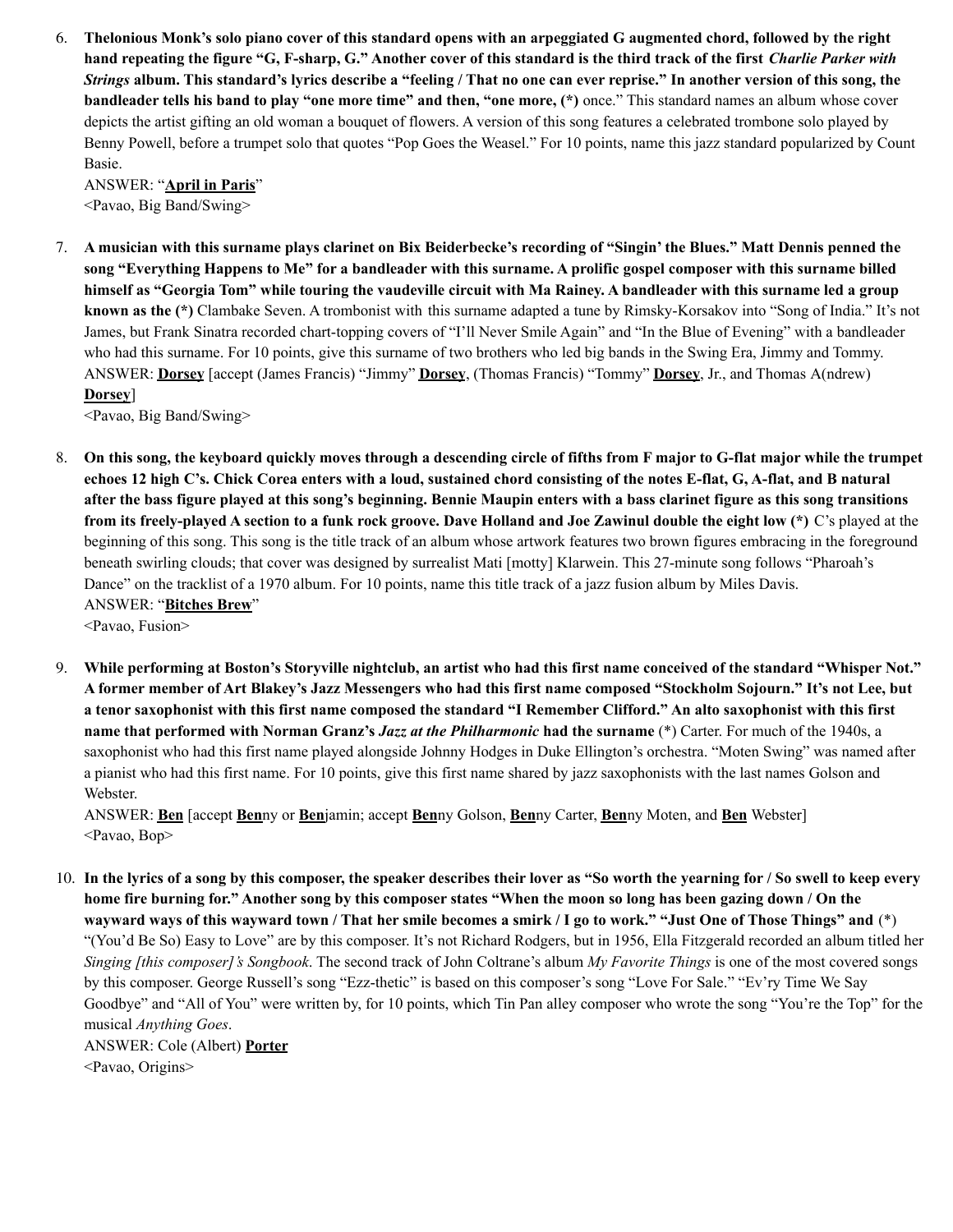6. **Thelonious Monk's solo piano cover of this standard opens with an arpeggiated G augmented chord, followed by the right hand repeating the figure "G, F-sharp, G." Another cover of this standard is the third track of the first *Charlie Parker with Strings* album. This standard's lyrics describe a "feeling / That no one can ever reprise." In another version of this song, the bandleader tells his band to play "one more time" and then, "one more, (*)** once." This standard names an album whose cover depicts the artist gifting an old woman a bouquet of flowers. A version of this song features a celebrated trombone solo played by Benny Powell, before a trumpet solo that quotes "Pop Goes the Weasel." For 10 points, name this jazz standard popularized by Count Basie.
ANSWER: "**April in Paris**"
<Pavao, Big Band/Swing>

7. **A musician with this surname plays clarinet on Bix Beiderbecke's recording of "Singin' the Blues." Matt Dennis penned the song "Everything Happens to Me" for a bandleader with this surname. A prolific gospel composer with this surname billed himself as "Georgia Tom" while touring the vaudeville circuit with Ma Rainey. A bandleader with this surname led a group known as the (*)** Clambake Seven. A trombonist with this surname adapted a tune by Rimsky-Korsakov into "Song of India." It's not James, but Frank Sinatra recorded chart-topping covers of "I'll Never Smile Again" and "In the Blue of Evening" with a bandleader who had this surname. For 10 points, give this surname of two brothers who led big bands in the Swing Era, Jimmy and Tommy.
ANSWER: **Dorsey** [accept (James Francis) "Jimmy" **Dorsey**, (Thomas Francis) "Tommy" **Dorsey**, Jr., and Thomas A(ndrew) **Dorsey**]
<Pavao, Big Band/Swing>

8. **On this song, the keyboard quickly moves through a descending circle of fifths from F major to G-flat major while the trumpet echoes 12 high C's. Chick Corea enters with a loud, sustained chord consisting of the notes E-flat, G, A-flat, and B natural after the bass figure played at this song's beginning. Bennie Maupin enters with a bass clarinet figure as this song transitions from its freely-played A section to a funk rock groove. Dave Holland and Joe Zawinul double the eight low (*)** C's played at the beginning of this song. This song is the title track of an album whose artwork features two brown figures embracing in the foreground beneath swirling clouds; that cover was designed by surrealist Mati [motty] Klarwein. This 27-minute song follows "Pharoah's Dance" on the tracklist of a 1970 album. For 10 points, name this title track of a jazz fusion album by Miles Davis.
ANSWER: "**Bitches Brew**"
<Pavao, Fusion>

9. **While performing at Boston's Storyville nightclub, an artist who had this first name conceived of the standard "Whisper Not." A former member of Art Blakey's Jazz Messengers who had this first name composed "Stockholm Sojourn." It's not Lee, but a tenor saxophonist with this first name composed the standard "I Remember Clifford." An alto saxophonist with this first name that performed with Norman Granz's *Jazz at the Philharmonic* had the surname** (*) Carter. For much of the 1940s, a saxophonist who had this first name played alongside Johnny Hodges in Duke Ellington's orchestra. "Moten Swing" was named after a pianist who had this first name. For 10 points, give this first name shared by jazz saxophonists with the last names Golson and Webster.
ANSWER: **Ben** [accept **Ben**ny or **Ben**jamin; accept **Ben**ny Golson, **Ben**ny Carter, **Ben**ny Moten, and **Ben** Webster]
<Pavao, Bop>

10. **In the lyrics of a song by this composer, the speaker describes their lover as "So worth the yearning for / So swell to keep every home fire burning for." Another song by this composer states "When the moon so long has been gazing down / On the wayward ways of this wayward town / That her smile becomes a smirk / I go to work." "Just One of Those Things" and** (*) "(You'd Be So) Easy to Love" are by this composer. It's not Richard Rodgers, but in 1956, Ella Fitzgerald recorded an album titled her *Singing [this composer]'s Songbook*. The second track of John Coltrane's album *My Favorite Things* is one of the most covered songs by this composer. George Russell's song "Ezz-thetic" is based on this composer's song "Love For Sale." "Ev'ry Time We Say Goodbye" and "All of You" were written by, for 10 points, which Tin Pan alley composer who wrote the song "You're the Top" for the musical *Anything Goes*.
ANSWER: Cole (Albert) **Porter**
<Pavao, Origins>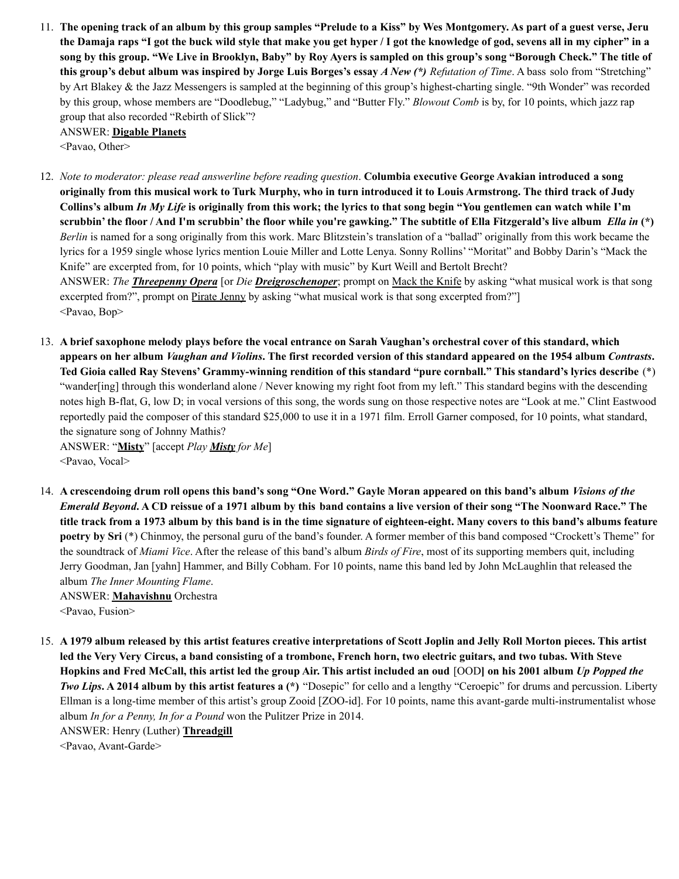11. **The opening track of an album by this group samples "Prelude to a Kiss" by Wes Montgomery. As part of a guest verse, Jeru the Damaja raps "I got the buck wild style that make you get hyper / I got the knowledge of god, sevens all in my cipher" in a song by this group. "We Live in Brooklyn, Baby" by Roy Ayers is sampled on this group's song "Borough Check." The title of this group's debut album was inspired by Jorge Luis Borges's essay *A New (\*)*** *Refutation of Time*. A bass solo from "Stretching" by Art Blakey & the Jazz Messengers is sampled at the beginning of this group's highest-charting single. "9th Wonder" was recorded by this group, whose members are "Doodlebug," "Ladybug," and "Butter Fly." *Blowout Comb* is by, for 10 points, which jazz rap group that also recorded "Rebirth of Slick"?
    ANSWER: **Digable Planets**
    <Pavao, Other>

12. *Note to moderator: please read answerline before reading question*. **Columbia executive George Avakian introduced a song originally from this musical work to Turk Murphy, who in turn introduced it to Louis Armstrong. The third track of Judy Collins's album *In My Life* is originally from this work; the lyrics to that song begin "You gentlemen can watch while I'm scrubbin' the floor / And I'm scrubbin' the floor while you're gawking." The subtitle of Ella Fitzgerald's live album *Ella in* (\*)** *Berlin* is named for a song originally from this work. Marc Blitzstein's translation of a "ballad" originally from this work became the lyrics for a 1959 single whose lyrics mention Louie Miller and Lotte Lenya. Sonny Rollins' "Moritat" and Bobby Darin's "Mack the Knife" are excerpted from, for 10 points, which "play with music" by Kurt Weill and Bertolt Brecht?
    ANSWER: *The **Threepenny Opera*** [or *Die **Dreigroschenoper***; prompt on Mack the Knife by asking "what musical work is that song excerpted from?", prompt on Pirate Jenny by asking "what musical work is that song excerpted from?"]
    <Pavao, Bop>

13. **A brief saxophone melody plays before the vocal entrance on Sarah Vaughan's orchestral cover of this standard, which appears on her album *Vaughan and Violins*. The first recorded version of this standard appeared on the 1954 album *Contrasts*. Ted Gioia called Ray Stevens' Grammy-winning rendition of this standard "pure cornball." This standard's lyrics describe** (\*) "wander[ing] through this wonderland alone / Never knowing my right foot from my left." This standard begins with the descending notes high B-flat, G, low D; in vocal versions of this song, the words sung on those respective notes are "Look at me." Clint Eastwood reportedly paid the composer of this standard $25,000 to use it in a 1971 film. Erroll Garner composed, for 10 points, what standard, the signature song of Johnny Mathis?
    ANSWER: "**Misty**" [accept *Play **Misty** for Me*]
    <Pavao, Vocal>

14. **A crescendoing drum roll opens this band's song "One Word." Gayle Moran appeared on this band's album *Visions of the Emerald Beyond*. A CD reissue of a 1971 album by this band contains a live version of their song "The Noonward Race." The title track from a 1973 album by this band is in the time signature of eighteen-eight. Many covers to this band's albums feature poetry by Sri** (\*) Chinmoy, the personal guru of the band's founder. A former member of this band composed "Crockett's Theme" for the soundtrack of *Miami Vice*. After the release of this band's album *Birds of Fire*, most of its supporting members quit, including Jerry Goodman, Jan [yahn] Hammer, and Billy Cobham. For 10 points, name this band led by John McLaughlin that released the album *The Inner Mounting Flame*.
    ANSWER: **Mahavishnu** Orchestra
    <Pavao, Fusion>

15. **A 1979 album released by this artist features creative interpretations of Scott Joplin and Jelly Roll Morton pieces. This artist led the Very Very Circus, a band consisting of a trombone, French horn, two electric guitars, and two tubas. With Steve Hopkins and Fred McCall, this artist led the group Air. This artist included an oud** [OOD] **on his 2001 album *Up Popped the Two Lips*. A 2014 album by this artist features a (\*)** "Dosepic" for cello and a lengthy "Ceroepic" for drums and percussion. Liberty Ellman is a long-time member of this artist's group Zooid [ZOO-id]. For 10 points, name this avant-garde multi-instrumentalist whose album *In for a Penny, In for a Pound* won the Pulitzer Prize in 2014.
    ANSWER: Henry (Luther) **Threadgill**
    <Pavao, Avant-Garde>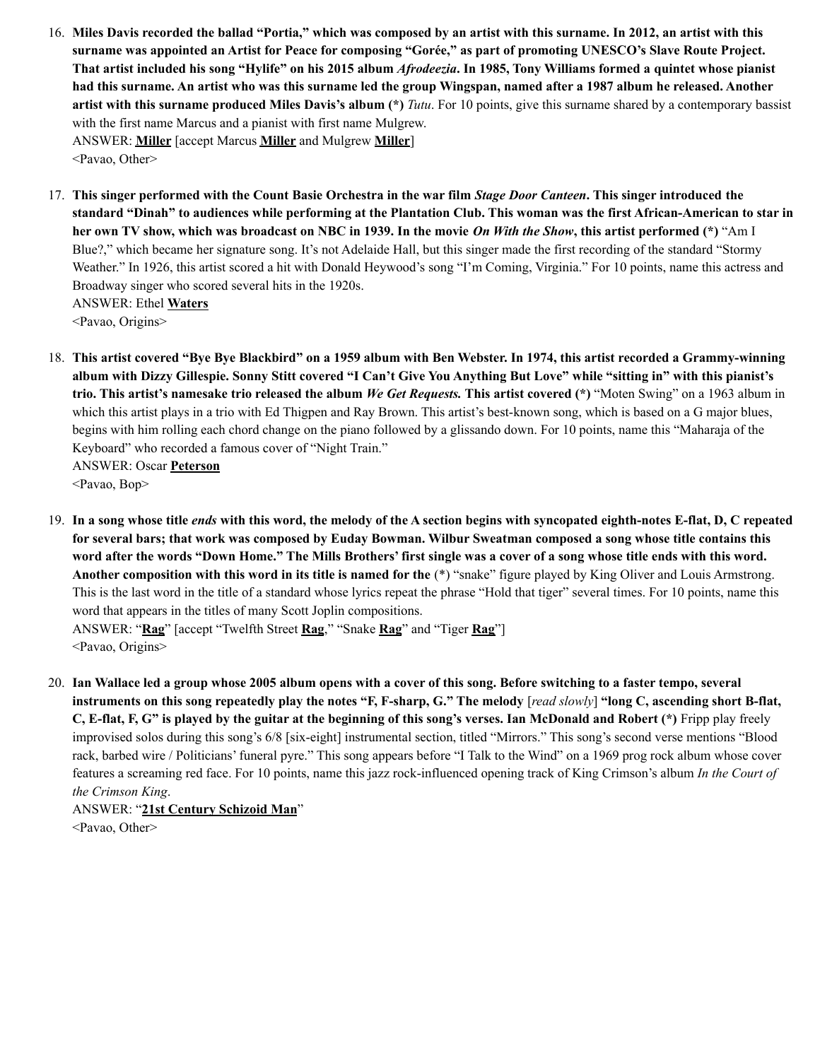16. **Miles Davis recorded the ballad "Portia," which was composed by an artist with this surname. In 2012, an artist with this surname was appointed an Artist for Peace for composing "Gorée," as part of promoting UNESCO's Slave Route Project. That artist included his song "Hylife" on his 2015 album *Afrodeezia*. In 1985, Tony Williams formed a quintet whose pianist had this surname. An artist who was this surname led the group Wingspan, named after a 1987 album he released. Another artist with this surname produced Miles Davis's album (*)** *Tutu*. For 10 points, give this surname shared by a contemporary bassist with the first name Marcus and a pianist with first name Mulgrew.
ANSWER: **Miller** [accept Marcus **Miller** and Mulgrew **Miller**]
<Pavao, Other>

17. **This singer performed with the Count Basie Orchestra in the war film *Stage Door Canteen*. This singer introduced the standard "Dinah" to audiences while performing at the Plantation Club. This woman was the first African-American to star in her own TV show, which was broadcast on NBC in 1939. In the movie *On With the Show*, this artist performed (*)** "Am I Blue?," which became her signature song. It's not Adelaide Hall, but this singer made the first recording of the standard "Stormy Weather." In 1926, this artist scored a hit with Donald Heywood's song "I'm Coming, Virginia." For 10 points, name this actress and Broadway singer who scored several hits in the 1920s.
ANSWER: Ethel **Waters**
<Pavao, Origins>

18. **This artist covered "Bye Bye Blackbird" on a 1959 album with Ben Webster. In 1974, this artist recorded a Grammy-winning album with Dizzy Gillespie. Sonny Stitt covered "I Can't Give You Anything But Love" while "sitting in" with this pianist's trio. This artist's namesake trio released the album *We Get Requests.* This artist covered (*)** "Moten Swing" on a 1963 album in which this artist plays in a trio with Ed Thigpen and Ray Brown. This artist's best-known song, which is based on a G major blues, begins with him rolling each chord change on the piano followed by a glissando down. For 10 points, name this "Maharaja of the Keyboard" who recorded a famous cover of "Night Train."
ANSWER: Oscar **Peterson**
<Pavao, Bop>

19. **In a song whose title *ends* with this word, the melody of the A section begins with syncopated eighth-notes E-flat, D, C repeated for several bars; that work was composed by Euday Bowman. Wilbur Sweatman composed a song whose title contains this word after the words "Down Home." The Mills Brothers' first single was a cover of a song whose title ends with this word. Another composition with this word in its title is named for the** (*) "snake" figure played by King Oliver and Louis Armstrong. This is the last word in the title of a standard whose lyrics repeat the phrase "Hold that tiger" several times. For 10 points, name this word that appears in the titles of many Scott Joplin compositions.
ANSWER: "**Rag**" [accept "Twelfth Street **Rag**," "Snake **Rag**" and "Tiger **Rag**"]
<Pavao, Origins>

20. **Ian Wallace led a group whose 2005 album opens with a cover of this song. Before switching to a faster tempo, several instruments on this song repeatedly play the notes "F, F-sharp, G." The melody** [*read slowly*] **"long C, ascending short B-flat, C, E-flat, F, G" is played by the guitar at the beginning of this song's verses. Ian McDonald and Robert (*)** Fripp play freely improvised solos during this song's 6/8 [six-eight] instrumental section, titled "Mirrors." This song's second verse mentions "Blood rack, barbed wire / Politicians' funeral pyre." This song appears before "I Talk to the Wind" on a 1969 prog rock album whose cover features a screaming red face. For 10 points, name this jazz rock-influenced opening track of King Crimson's album *In the Court of the Crimson King*.
ANSWER: "**21st Century Schizoid Man**"
<Pavao, Other>